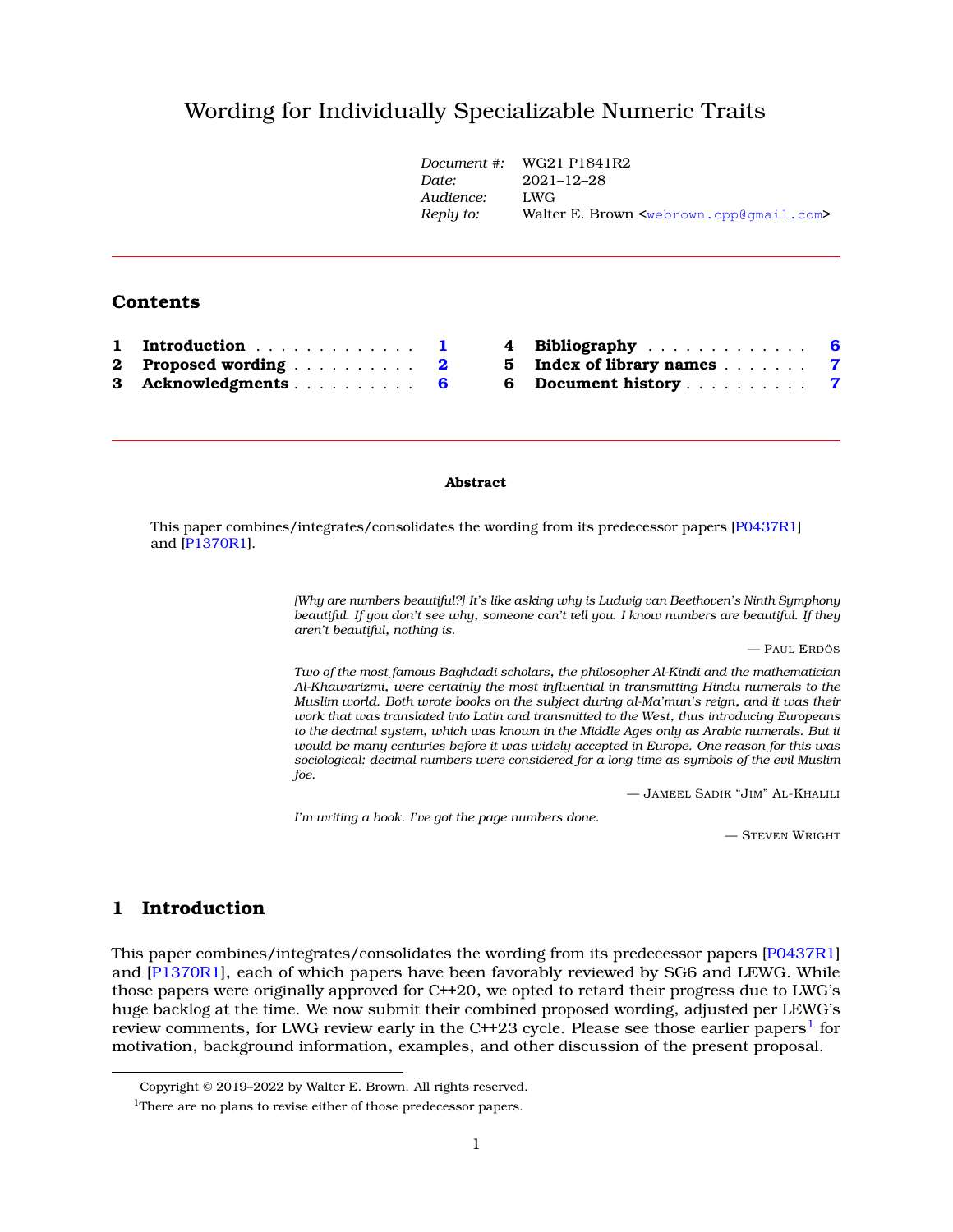# Wording for Individually Specializable Numeric Traits

| | |
|---|---|
| *Document #:* | WG21 P1841R2 |
| *Date:* | 2021–12–28 |
| *Audience:* | LWG |
| *Reply to:* | Walter E. Brown <webrown.cpp@gmail.com> |

## Contents

1 Introduction . . . . . . . . . . . . . . 1
2 Proposed wording . . . . . . . . . . 2
3 Acknowledgments . . . . . . . . . . 6
4 Bibliography . . . . . . . . . . . . . 6
5 Index of library names . . . . . . . 7
6 Document history . . . . . . . . . . 7

**Abstract**

This paper combines/integrates/consolidates the wording from its predecessor papers [P0437R1] and [P1370R1].

> *[Why are numbers beautiful?] It's like asking why is Ludwig van Beethoven's Ninth Symphony beautiful. If you don't see why, someone can't tell you. I know numbers are beautiful. If they aren't beautiful, nothing is.*
>
> — Paul Erdös

> *Two of the most famous Baghdadi scholars, the philosopher Al-Kindi and the mathematician Al-Khawarizmi, were certainly the most influential in transmitting Hindu numerals to the Muslim world. Both wrote books on the subject during al-Ma'mun's reign, and it was their work that was translated into Latin and transmitted to the West, thus introducing Europeans to the decimal system, which was known in the Middle Ages only as Arabic numerals. But it would be many centuries before it was widely accepted in Europe. One reason for this was sociological: decimal numbers were considered for a long time as symbols of the evil Muslim foe.*
>
> — Jameel Sadik "Jim" Al-Khalili

> *I'm writing a book. I've got the page numbers done.*
>
> — Steven Wright

## 1 Introduction

This paper combines/integrates/consolidates the wording from its predecessor papers [P0437R1] and [P1370R1], each of which papers have been favorably reviewed by SG6 and LEWG. While those papers were originally approved for C++20, we opted to retard their progress due to LWG's huge backlog at the time. We now submit their combined proposed wording, adjusted per LEWG's review comments, for LWG review early in the C++23 cycle. Please see those earlier papers[1] for motivation, background information, examples, and other discussion of the present proposal.

---

Copyright © 2019–2022 by Walter E. Brown. All rights reserved.

[1] There are no plans to revise either of those predecessor papers.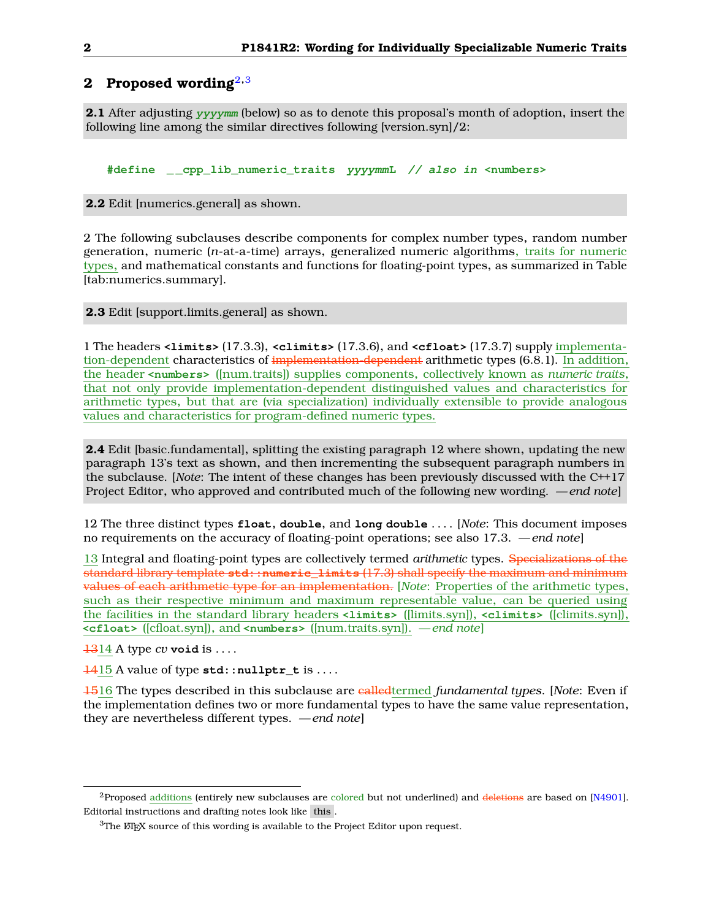## 2 Proposed wording[2,3]

**2.1** After adjusting *yyyymm* (below) so as to denote this proposal's month of adoption, insert the following line among the similar directives following [version.syn]/2:

```
#define __cpp_lib_numeric_traits yyyymmL // also in <numbers>
```

**2.2** Edit [numerics.general] as shown.

2 The following subclauses describe components for complex number types, random number generation, numeric (*n*-at-a-time) arrays, generalized numeric algorithms, traits for numeric types, and mathematical constants and functions for floating-point types, as summarized in Table [tab:numerics.summary].

**2.3** Edit [support.limits.general] as shown.

1 The headers **<limits>** (17.3.3), **<climits>** (17.3.6), and **<cfloat>** (17.3.7) supply implementation-dependent characteristics of ~~implementation-dependent~~ arithmetic types (6.8.1). In addition, the header **<numbers>** ([num.traits]) supplies components, collectively known as *numeric traits*, that not only provide implementation-dependent distinguished values and characteristics for arithmetic types, but that are (via specialization) individually extensible to provide analogous values and characteristics for program-defined numeric types.

**2.4** Edit [basic.fundamental], splitting the existing paragraph 12 where shown, updating the new paragraph 13's text as shown, and then incrementing the subsequent paragraph numbers in the subclause. [*Note*: The intent of these changes has been previously discussed with the C++17 Project Editor, who approved and contributed much of the following new wording. —*end note*]

12 The three distinct types **float**, **double**, and **long double** . . . . [*Note*: This document imposes no requirements on the accuracy of floating-point operations; see also 17.3. —*end note*]

13 Integral and floating-point types are collectively termed *arithmetic* types. ~~Specializations of the standard library template **std::numeric_limits** (17.3) shall specify the maximum and minimum values of each arithmetic type for an implementation.~~ [*Note*: Properties of the arithmetic types, such as their respective minimum and maximum representable value, can be queried using the facilities in the standard library headers **<limits>** ([limits.syn]), **<climits>** ([climits.syn]), **<cfloat>** ([cfloat.syn]), and **<numbers>** ([num.traits.syn]). —*end note*]

~~13~~14 A type *cv* **void** is . . . .

~~14~~15 A value of type **std::nullptr_t** is . . . .

~~15~~16 The types described in this subclause are ~~called~~termed *fundamental types*. [*Note*: Even if the implementation defines two or more fundamental types to have the same value representation, they are nevertheless different types. —*end note*]

---

[2] Proposed additions (entirely new subclauses are colored but not underlined) and ~~deletions~~ are based on [N4901]. Editorial instructions and drafting notes look like this.

[3] The LaTeX source of this wording is available to the Project Editor upon request.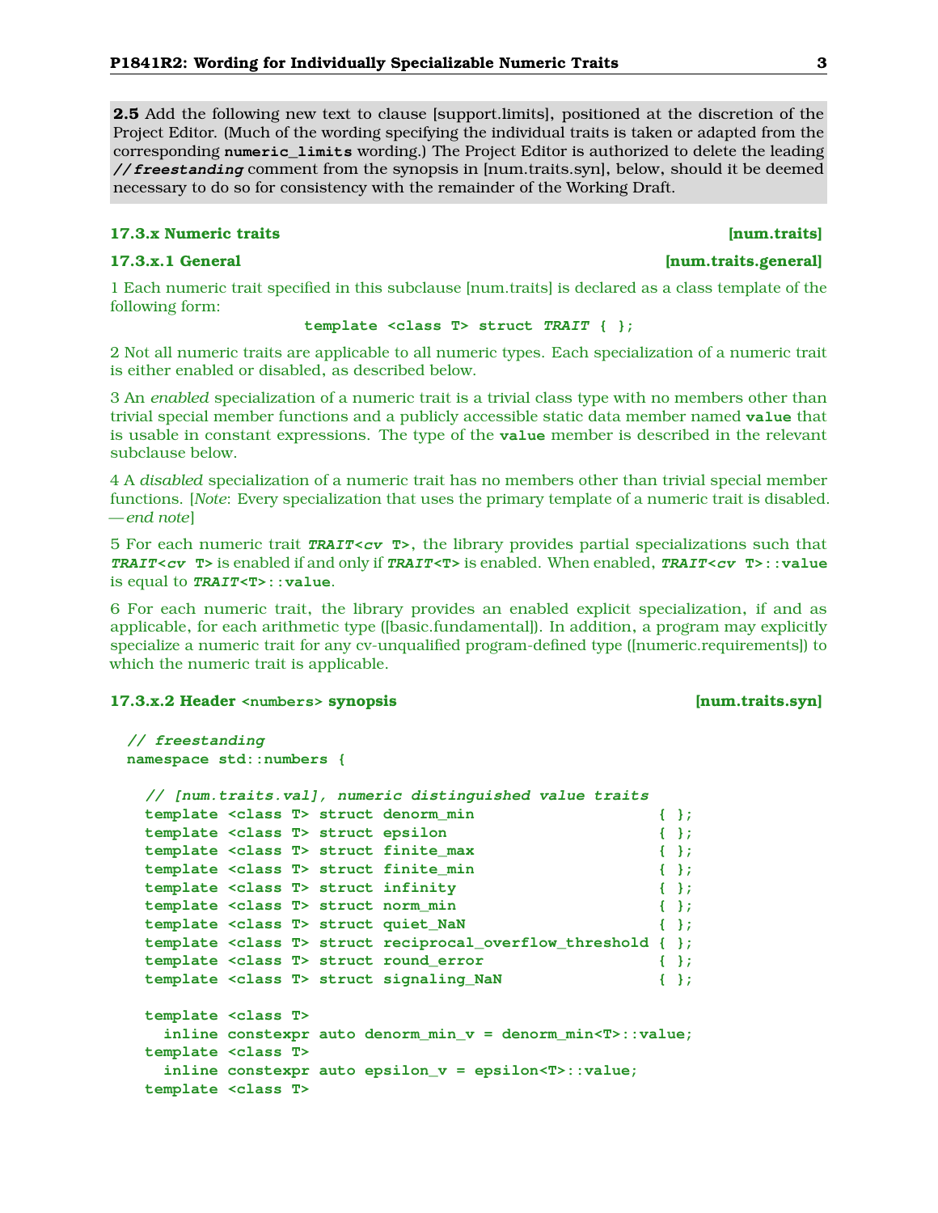**2.5** Add the following new text to clause [support.limits], positioned at the discretion of the Project Editor. (Much of the wording specifying the individual traits is taken or adapted from the corresponding **`numeric_limits`** wording.) The Project Editor is authorized to delete the leading ***`// freestanding`*** comment from the synopsis in [num.traits.syn], below, should it be deemed necessary to do so for consistency with the remainder of the Working Draft.

### 17.3.x Numeric traits [num.traits]

#### 17.3.x.1 General [num.traits.general]

1 Each numeric trait specified in this subclause [num.traits] is declared as a class template of the following form:

```
template <class T> struct TRAIT { };
```

2 Not all numeric traits are applicable to all numeric types. Each specialization of a numeric trait is either enabled or disabled, as described below.

3 An *enabled* specialization of a numeric trait is a trivial class type with no members other than trivial special member functions and a publicly accessible static data member named **`value`** that is usable in constant expressions. The type of the **`value`** member is described in the relevant subclause below.

4 A *disabled* specialization of a numeric trait has no members other than trivial special member functions. [*Note*: Every specialization that uses the primary template of a numeric trait is disabled. —*end note*]

5 For each numeric trait ***`TRAIT<cv T>`***, the library provides partial specializations such that ***`TRAIT<cv T>`*** is enabled if and only if ***`TRAIT<T>`*** is enabled. When enabled, ***`TRAIT<cv T>::value`*** is equal to ***`TRAIT<T>::value`***.

6 For each numeric trait, the library provides an enabled explicit specialization, if and as applicable, for each arithmetic type ([basic.fundamental]). In addition, a program may explicitly specialize a numeric trait for any cv-unqualified program-defined type ([numeric.requirements]) to which the numeric trait is applicable.

#### 17.3.x.2 Header `<numbers>` synopsis [num.traits.syn]

```
// freestanding
namespace std::numbers {

  // [num.traits.val], numeric distinguished value traits
  template <class T> struct denorm_min                    { };
  template <class T> struct epsilon                       { };
  template <class T> struct finite_max                    { };
  template <class T> struct finite_min                    { };
  template <class T> struct infinity                      { };
  template <class T> struct norm_min                      { };
  template <class T> struct quiet_NaN                     { };
  template <class T> struct reciprocal_overflow_threshold { };
  template <class T> struct round_error                   { };
  template <class T> struct signaling_NaN                 { };

  template <class T>
    inline constexpr auto denorm_min_v = denorm_min<T>::value;
  template <class T>
    inline constexpr auto epsilon_v = epsilon<T>::value;
  template <class T>
```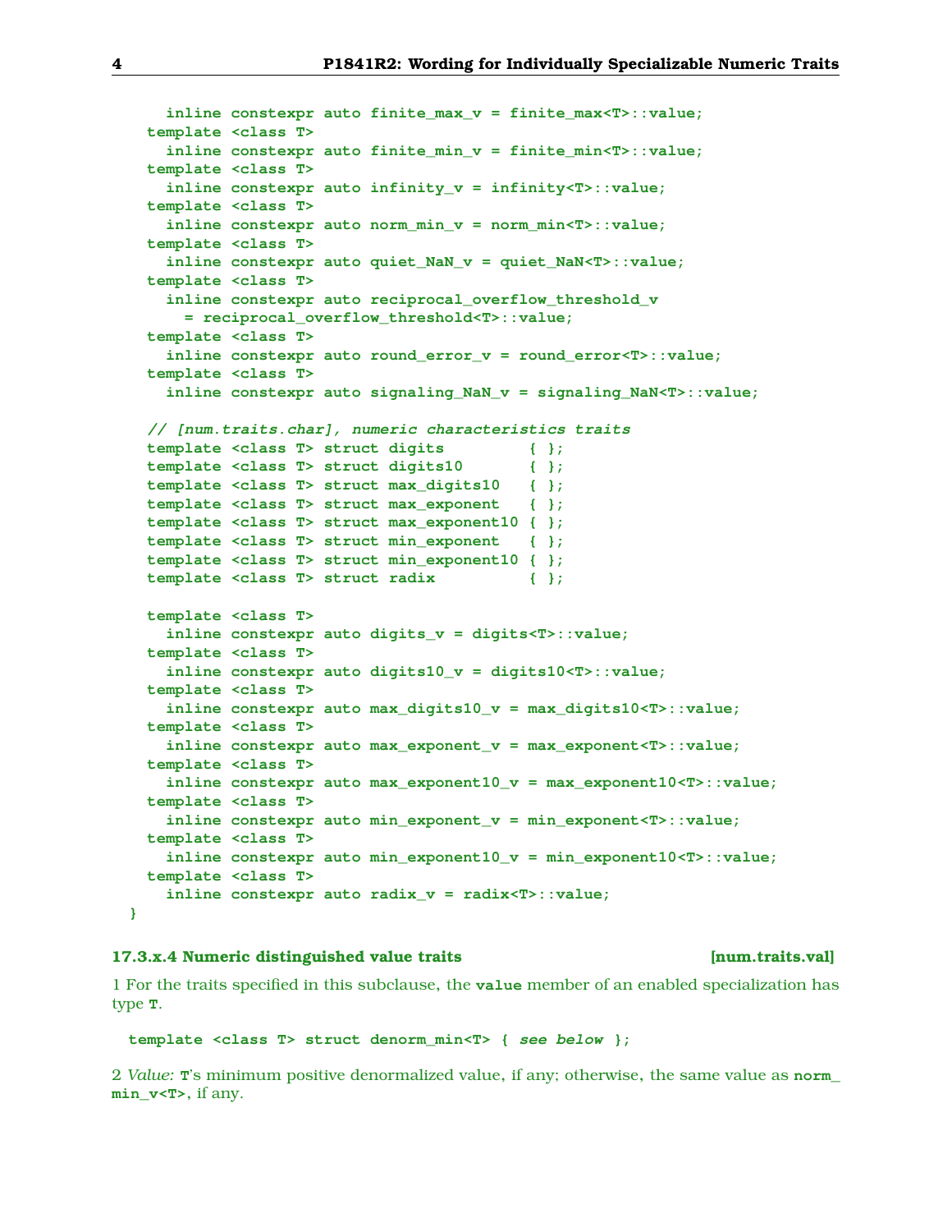```
    inline constexpr auto finite_max_v = finite_max<T>::value;
  template <class T>
    inline constexpr auto finite_min_v = finite_min<T>::value;
  template <class T>
    inline constexpr auto infinity_v = infinity<T>::value;
  template <class T>
    inline constexpr auto norm_min_v = norm_min<T>::value;
  template <class T>
    inline constexpr auto quiet_NaN_v = quiet_NaN<T>::value;
  template <class T>
    inline constexpr auto reciprocal_overflow_threshold_v
      = reciprocal_overflow_threshold<T>::value;
  template <class T>
    inline constexpr auto round_error_v = round_error<T>::value;
  template <class T>
    inline constexpr auto signaling_NaN_v = signaling_NaN<T>::value;

  // [num.traits.char], numeric characteristics traits
  template <class T> struct digits         { };
  template <class T> struct digits10       { };
  template <class T> struct max_digits10   { };
  template <class T> struct max_exponent   { };
  template <class T> struct max_exponent10 { };
  template <class T> struct min_exponent   { };
  template <class T> struct min_exponent10 { };
  template <class T> struct radix          { };

  template <class T>
    inline constexpr auto digits_v = digits<T>::value;
  template <class T>
    inline constexpr auto digits10_v = digits10<T>::value;
  template <class T>
    inline constexpr auto max_digits10_v = max_digits10<T>::value;
  template <class T>
    inline constexpr auto max_exponent_v = max_exponent<T>::value;
  template <class T>
    inline constexpr auto max_exponent10_v = max_exponent10<T>::value;
  template <class T>
    inline constexpr auto min_exponent_v = min_exponent<T>::value;
  template <class T>
    inline constexpr auto min_exponent10_v = min_exponent10<T>::value;
  template <class T>
    inline constexpr auto radix_v = radix<T>::value;
}
```

### 17.3.x.4 Numeric distinguished value traits [num.traits.val]

1 For the traits specified in this subclause, the `value` member of an enabled specialization has type `T`.

```
template <class T> struct denorm_min<T> { see below };
```

2 *Value:* `T`'s minimum positive denormalized value, if any; otherwise, the same value as `norm_min_v<T>`, if any.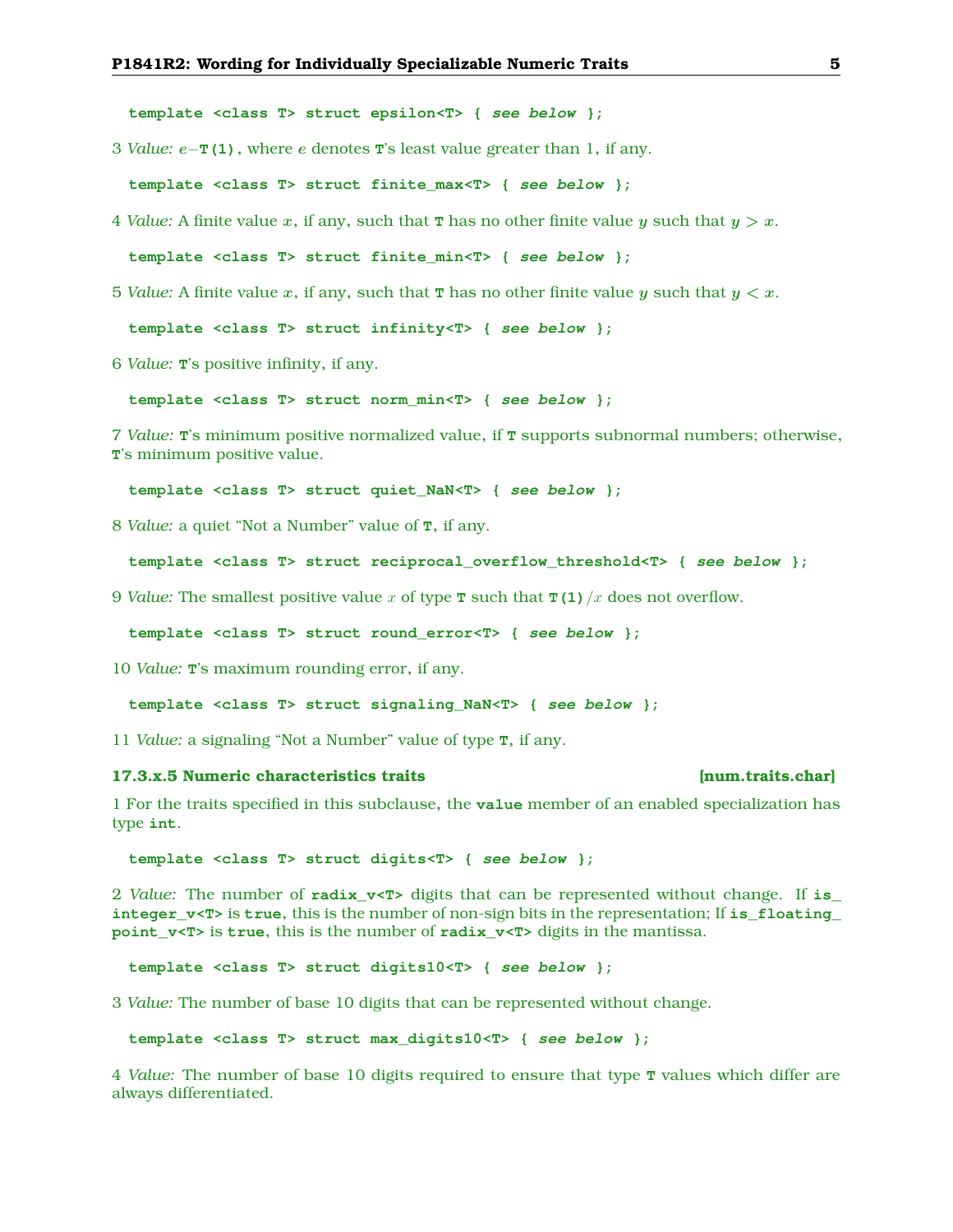```
template <class T> struct epsilon<T> { see below };
```

3 *Value:* $e-$`T(1)`, where $e$ denotes `T`'s least value greater than 1, if any.

```
template <class T> struct finite_max<T> { see below };
```

4 *Value:* A finite value $x$, if any, such that `T` has no other finite value $y$ such that $y > x$.

```
template <class T> struct finite_min<T> { see below };
```

5 *Value:* A finite value $x$, if any, such that `T` has no other finite value $y$ such that $y < x$.

```
template <class T> struct infinity<T> { see below };
```

6 *Value:* `T`'s positive infinity, if any.

```
template <class T> struct norm_min<T> { see below };
```

7 *Value:* `T`'s minimum positive normalized value, if `T` supports subnormal numbers; otherwise, `T`'s minimum positive value.

```
template <class T> struct quiet_NaN<T> { see below };
```

8 *Value:* a quiet "Not a Number" value of `T`, if any.

```
template <class T> struct reciprocal_overflow_threshold<T> { see below };
```

9 *Value:* The smallest positive value $x$ of type `T` such that `T(1)`$/x$ does not overflow.

```
template <class T> struct round_error<T> { see below };
```

10 *Value:* `T`'s maximum rounding error, if any.

```
template <class T> struct signaling_NaN<T> { see below };
```

11 *Value:* a signaling "Not a Number" value of type `T`, if any.

### 17.3.x.5 Numeric characteristics traits [num.traits.char]

1 For the traits specified in this subclause, the `value` member of an enabled specialization has type `int`.

```
template <class T> struct digits<T> { see below };
```

2 *Value:* The number of `radix_v<T>` digits that can be represented without change. If `is_integer_v<T>` is `true`, this is the number of non-sign bits in the representation; If `is_floating_point_v<T>` is `true`, this is the number of `radix_v<T>` digits in the mantissa.

```
template <class T> struct digits10<T> { see below };
```

3 *Value:* The number of base 10 digits that can be represented without change.

```
template <class T> struct max_digits10<T> { see below };
```

4 *Value:* The number of base 10 digits required to ensure that type `T` values which differ are always differentiated.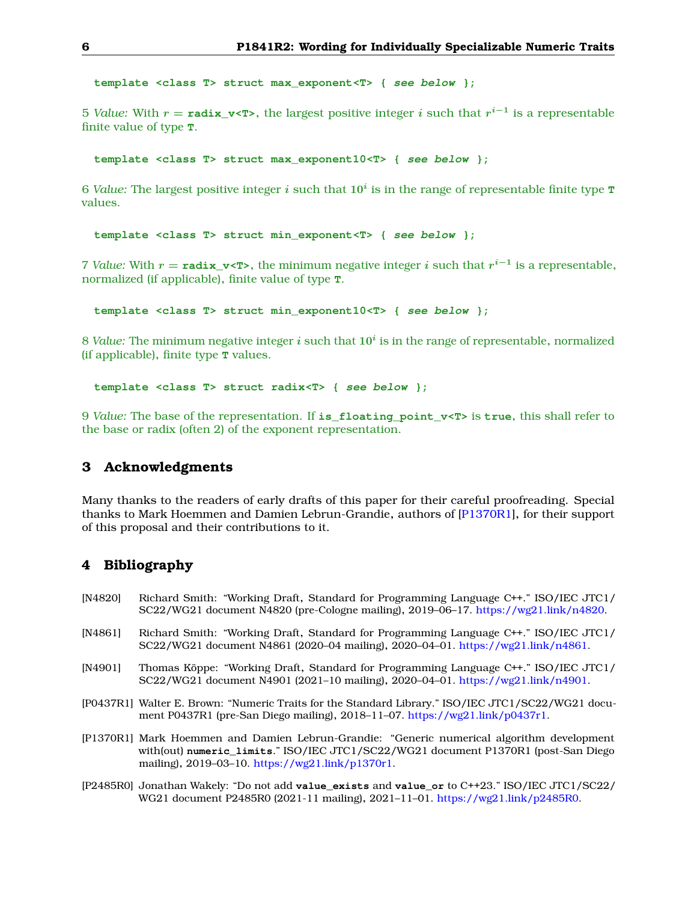```
template <class T> struct max_exponent<T> { see below };
```

5 *Value:* With $r =$ `radix_v<T>`, the largest positive integer $i$ such that $r^{i-1}$ is a representable finite value of type `T`.

```
template <class T> struct max_exponent10<T> { see below };
```

6 *Value:* The largest positive integer $i$ such that $10^i$ is in the range of representable finite type `T` values.

```
template <class T> struct min_exponent<T> { see below };
```

7 *Value:* With $r =$ `radix_v<T>`, the minimum negative integer $i$ such that $r^{i-1}$ is a representable, normalized (if applicable), finite value of type `T`.

```
template <class T> struct min_exponent10<T> { see below };
```

8 *Value:* The minimum negative integer $i$ such that $10^i$ is in the range of representable, normalized (if applicable), finite type `T` values.

```
template <class T> struct radix<T> { see below };
```

9 *Value:* The base of the representation. If `is_floating_point_v<T>` is `true`, this shall refer to the base or radix (often 2) of the exponent representation.

## 3 Acknowledgments

Many thanks to the readers of early drafts of this paper for their careful proofreading. Special thanks to Mark Hoemmen and Damien Lebrun-Grandie, authors of [P1370R1], for their support of this proposal and their contributions to it.

## 4 Bibliography

[N4820] Richard Smith: "Working Draft, Standard for Programming Language C++." ISO/IEC JTC1/SC22/WG21 document N4820 (pre-Cologne mailing), 2019–06–17. https://wg21.link/n4820.

[N4861] Richard Smith: "Working Draft, Standard for Programming Language C++." ISO/IEC JTC1/SC22/WG21 document N4861 (2020–04 mailing), 2020–04–01. https://wg21.link/n4861.

[N4901] Thomas Köppe: "Working Draft, Standard for Programming Language C++." ISO/IEC JTC1/SC22/WG21 document N4901 (2021–10 mailing), 2020–04–01. https://wg21.link/n4901.

[P0437R1] Walter E. Brown: "Numeric Traits for the Standard Library." ISO/IEC JTC1/SC22/WG21 document P0437R1 (pre-San Diego mailing), 2018–11–07. https://wg21.link/p0437r1.

[P1370R1] Mark Hoemmen and Damien Lebrun-Grandie: "Generic numerical algorithm development with(out) `numeric_limits`." ISO/IEC JTC1/SC22/WG21 document P1370R1 (post-San Diego mailing), 2019–03–10. https://wg21.link/p1370r1.

[P2485R0] Jonathan Wakely: "Do not add `value_exists` and `value_or` to C++23." ISO/IEC JTC1/SC22/WG21 document P2485R0 (2021-11 mailing), 2021–11–01. https://wg21.link/p2485R0.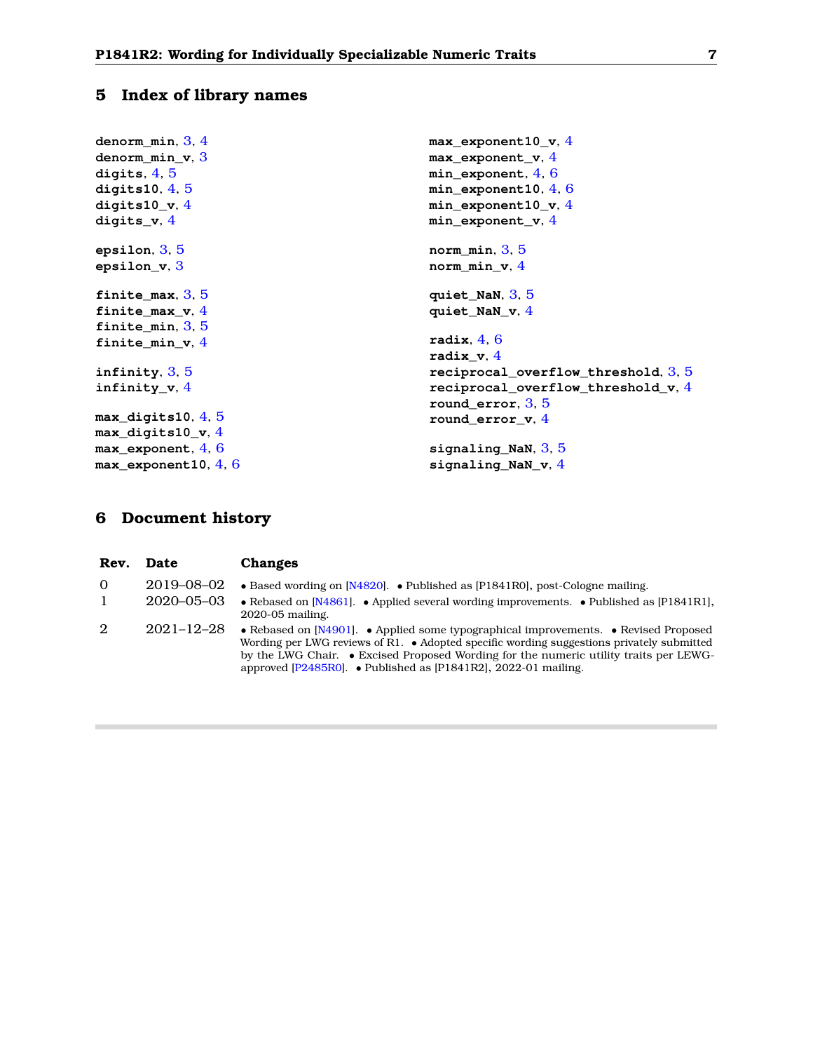## 5 Index of library names

**denorm_min**, 3, 4
**denorm_min_v**, 3
**digits**, 4, 5
**digits10**, 4, 5
**digits10_v**, 4
**digits_v**, 4

**epsilon**, 3, 5
**epsilon_v**, 3

**finite_max**, 3, 5
**finite_max_v**, 4
**finite_min**, 3, 5
**finite_min_v**, 4

**infinity**, 3, 5
**infinity_v**, 4

**max_digits10**, 4, 5
**max_digits10_v**, 4
**max_exponent**, 4, 6
**max_exponent10**, 4, 6
**max_exponent10_v**, 4
**max_exponent_v**, 4
**min_exponent**, 4, 6
**min_exponent10**, 4, 6
**min_exponent10_v**, 4
**min_exponent_v**, 4

**norm_min**, 3, 5
**norm_min_v**, 4

**quiet_NaN**, 3, 5
**quiet_NaN_v**, 4

**radix**, 4, 6
**radix_v**, 4
**reciprocal_overflow_threshold**, 3, 5
**reciprocal_overflow_threshold_v**, 4
**round_error**, 3, 5
**round_error_v**, 4

**signaling_NaN**, 3, 5
**signaling_NaN_v**, 4

## 6 Document history

| Rev. | Date | Changes |
| --- | --- | --- |
| 0 | 2019–08–02 | • Based wording on [N4820]. • Published as [P1841R0], post-Cologne mailing. |
| 1 | 2020–05–03 | • Rebased on [N4861]. • Applied several wording improvements. • Published as [P1841R1], 2020-05 mailing. |
| 2 | 2021–12–28 | • Rebased on [N4901]. • Applied some typographical improvements. • Revised Proposed Wording per LWG reviews of R1. • Adopted specific wording suggestions privately submitted by the LWG Chair. • Excised Proposed Wording for the numeric utility traits per LEWG-approved [P2485R0]. • Published as [P1841R2], 2022-01 mailing. |